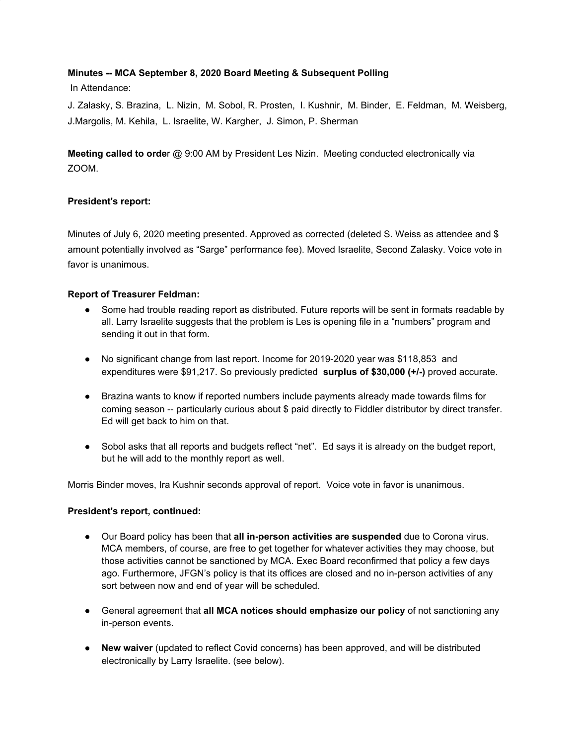**Minutes -- MCA September 8, 2020 Board Meeting & Subsequent Polling**

In Attendance:

J. Zalasky, S. Brazina, L. Nizin, M. Sobol, R. Prosten, I. Kushnir, M. Binder, E. Feldman, M. Weisberg, J.Margolis, M. Kehila, L. Israelite, W. Kargher, J. Simon, P. Sherman

**Meeting called to orde**r @ 9:00 AM by President Les Nizin. Meeting conducted electronically via ZOOM.

**President's report:**

Minutes of July 6, 2020 meeting presented. Approved as corrected (deleted S. Weiss as attendee and $ amount potentially involved as "Sarge" performance fee). Moved Israelite, Second Zalasky. Voice vote in favor is unanimous.

**Report of Treasurer Feldman:**

- Some had trouble reading report as distributed. Future reports will be sent in formats readable by all. Larry Israelite suggests that the problem is Les is opening file in a "numbers" program and sending it out in that form.
- No significant change from last report. Income for 2019-2020 year was $118,853 and expenditures were $91,217. So previously predicted **surplus of $30,000 (+/-)** proved accurate.
- Brazina wants to know if reported numbers include payments already made towards films for coming season -- particularly curious about $ paid directly to Fiddler distributor by direct transfer. Ed will get back to him on that.
- Sobol asks that all reports and budgets reflect "net". Ed says it is already on the budget report, but he will add to the monthly report as well.

Morris Binder moves, Ira Kushnir seconds approval of report. Voice vote in favor is unanimous.

**President's report, continued:**

- Our Board policy has been that **all in-person activities are suspended** due to Corona virus. MCA members, of course, are free to get together for whatever activities they may choose, but those activities cannot be sanctioned by MCA. Exec Board reconfirmed that policy a few days ago. Furthermore, JFGN's policy is that its offices are closed and no in-person activities of any sort between now and end of year will be scheduled.
- General agreement that **all MCA notices should emphasize our policy** of not sanctioning any in-person events.
- **New waiver** (updated to reflect Covid concerns) has been approved, and will be distributed electronically by Larry Israelite. (see below).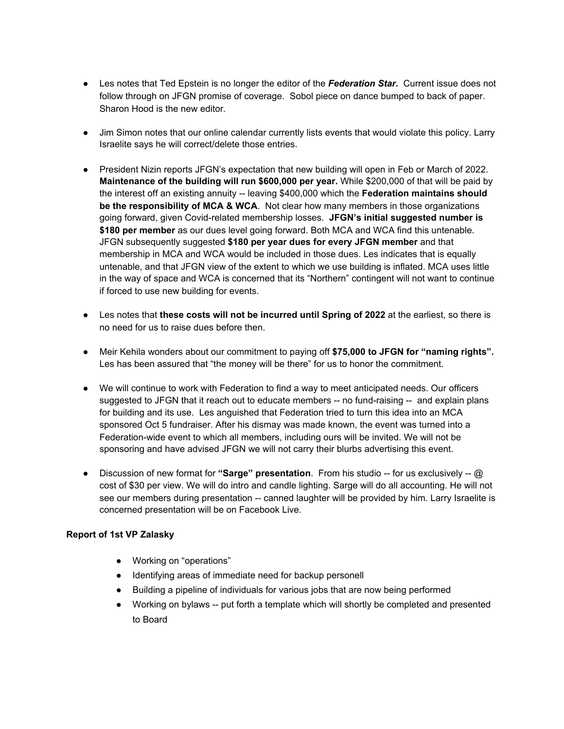- Les notes that Ted Epstein is no longer the editor of the ***Federation Star*.** Current issue does not follow through on JFGN promise of coverage. Sobol piece on dance bumped to back of paper. Sharon Hood is the new editor.

- Jim Simon notes that our online calendar currently lists events that would violate this policy. Larry Israelite says he will correct/delete those entries.

- President Nizin reports JFGN's expectation that new building will open in Feb or March of 2022. **Maintenance of the building will run $600,000 per year.** While $200,000 of that will be paid by the interest off an existing annuity -- leaving $400,000 which the **Federation maintains should be the responsibility of MCA & WCA**. Not clear how many members in those organizations going forward, given Covid-related membership losses. **JFGN's initial suggested number is $180 per member** as our dues level going forward. Both MCA and WCA find this untenable. JFGN subsequently suggested **$180 per year dues for every JFGN member** and that membership in MCA and WCA would be included in those dues. Les indicates that is equally untenable, and that JFGN view of the extent to which we use building is inflated. MCA uses little in the way of space and WCA is concerned that its "Northern" contingent will not want to continue if forced to use new building for events.

- Les notes that **these costs will not be incurred until Spring of 2022** at the earliest, so there is no need for us to raise dues before then.

- Meir Kehila wonders about our commitment to paying off **$75,000 to JFGN for "naming rights".** Les has been assured that "the money will be there" for us to honor the commitment.

- We will continue to work with Federation to find a way to meet anticipated needs. Our officers suggested to JFGN that it reach out to educate members -- no fund-raising -- and explain plans for building and its use. Les anguished that Federation tried to turn this idea into an MCA sponsored Oct 5 fundraiser. After his dismay was made known, the event was turned into a Federation-wide event to which all members, including ours will be invited. We will not be sponsoring and have advised JFGN we will not carry their blurbs advertising this event.

- Discussion of new format for **"Sarge" presentation**. From his studio -- for us exclusively -- @ cost of $30 per view. We will do intro and candle lighting. Sarge will do all accounting. He will not see our members during presentation -- canned laughter will be provided by him. Larry Israelite is concerned presentation will be on Facebook Live.

**Report of 1st VP Zalasky**

- Working on "operations"
- Identifying areas of immediate need for backup personell
- Building a pipeline of individuals for various jobs that are now being performed
- Working on bylaws -- put forth a template which will shortly be completed and presented to Board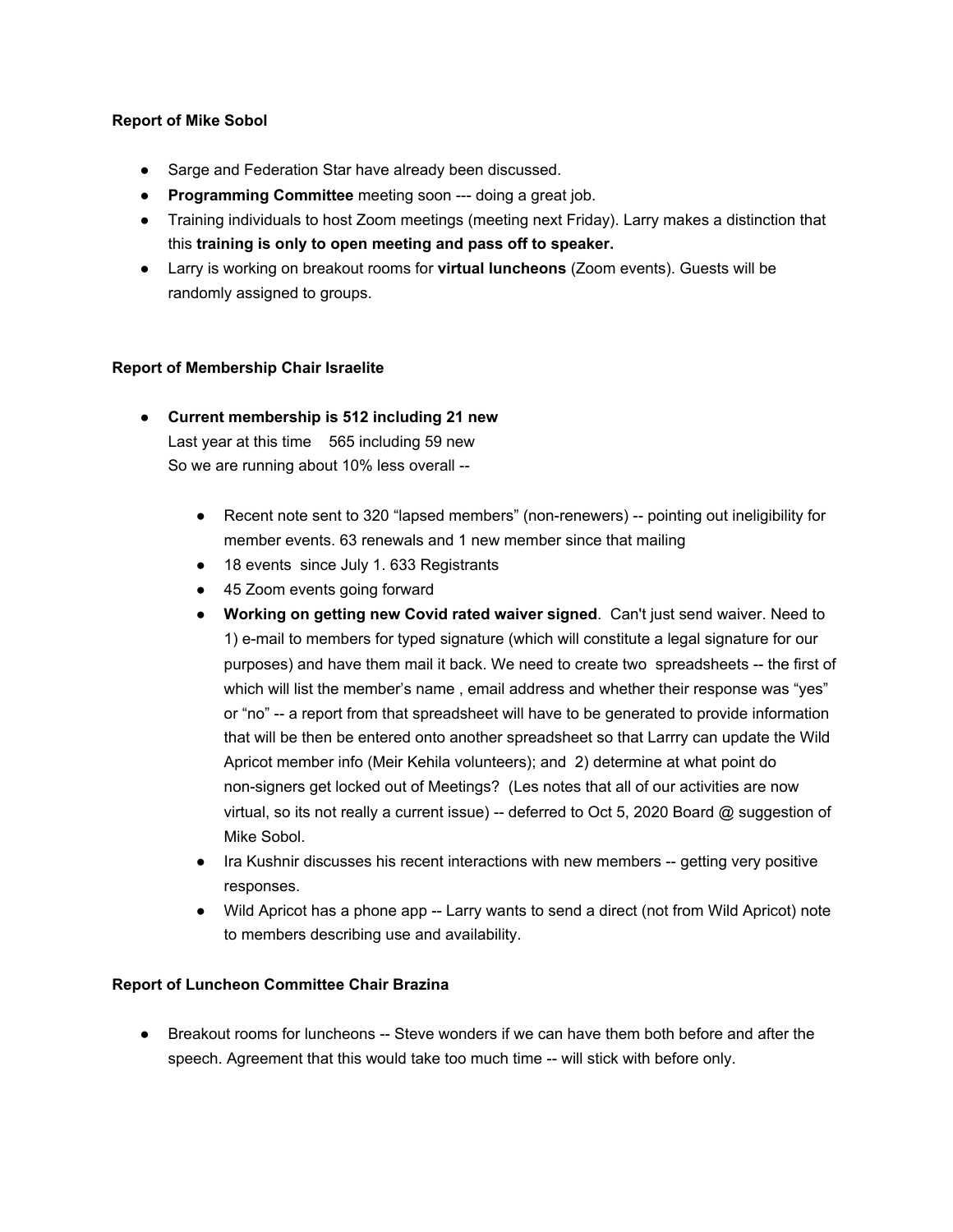**Report of Mike Sobol**

- Sarge and Federation Star have already been discussed.
- **Programming Committee** meeting soon --- doing a great job.
- Training individuals to host Zoom meetings (meeting next Friday). Larry makes a distinction that this **training is only to open meeting and pass off to speaker.**
- Larry is working on breakout rooms for **virtual luncheons** (Zoom events). Guests will be randomly assigned to groups.

**Report of Membership Chair Israelite**

- **Current membership is 512 including 21 new**
  Last year at this time    565 including 59 new
  So we are running about 10% less overall --

  - Recent note sent to 320 "lapsed members" (non-renewers) -- pointing out ineligibility for member events. 63 renewals and 1 new member since that mailing
  - 18 events  since July 1. 633 Registrants
  - 45 Zoom events going forward
  - **Working on getting new Covid rated waiver signed**.  Can't just send waiver. Need to 1) e-mail to members for typed signature (which will constitute a legal signature for our purposes) and have them mail it back. We need to create two  spreadsheets -- the first of which will list the member's name , email address and whether their response was "yes" or "no" -- a report from that spreadsheet will have to be generated to provide information that will be then be entered onto another spreadsheet so that Larrry can update the Wild Apricot member info (Meir Kehila volunteers); and  2) determine at what point do non-signers get locked out of Meetings?  (Les notes that all of our activities are now virtual, so its not really a current issue) -- deferred to Oct 5, 2020 Board @ suggestion of Mike Sobol.
  - Ira Kushnir discusses his recent interactions with new members -- getting very positive responses.
  - Wild Apricot has a phone app -- Larry wants to send a direct (not from Wild Apricot) note to members describing use and availability.

**Report of Luncheon Committee Chair Brazina**

- Breakout rooms for luncheons -- Steve wonders if we can have them both before and after the speech. Agreement that this would take too much time -- will stick with before only.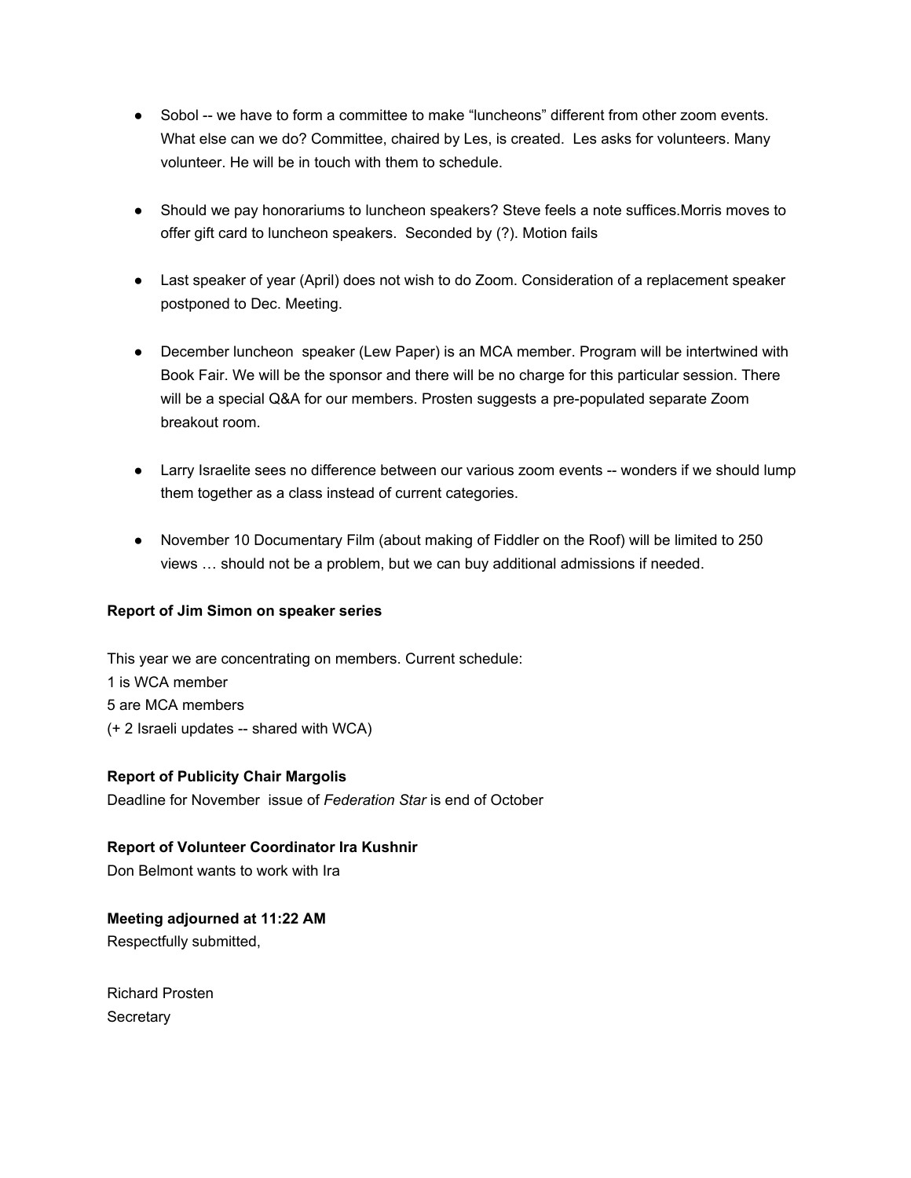- Sobol -- we have to form a committee to make "luncheons" different from other zoom events. What else can we do? Committee, chaired by Les, is created. Les asks for volunteers. Many volunteer. He will be in touch with them to schedule.

- Should we pay honorariums to luncheon speakers? Steve feels a note suffices.Morris moves to offer gift card to luncheon speakers. Seconded by (?). Motion fails

- Last speaker of year (April) does not wish to do Zoom. Consideration of a replacement speaker postponed to Dec. Meeting.

- December luncheon speaker (Lew Paper) is an MCA member. Program will be intertwined with Book Fair. We will be the sponsor and there will be no charge for this particular session. There will be a special Q&A for our members. Prosten suggests a pre-populated separate Zoom breakout room.

- Larry Israelite sees no difference between our various zoom events -- wonders if we should lump them together as a class instead of current categories.

- November 10 Documentary Film (about making of Fiddler on the Roof) will be limited to 250 views … should not be a problem, but we can buy additional admissions if needed.

**Report of Jim Simon on speaker series**

This year we are concentrating on members. Current schedule:
1 is WCA member
5 are MCA members
(+ 2 Israeli updates -- shared with WCA)

**Report of Publicity Chair Margolis**
Deadline for November issue of *Federation Star* is end of October

**Report of Volunteer Coordinator Ira Kushnir**
Don Belmont wants to work with Ira

**Meeting adjourned at 11:22 AM**
Respectfully submitted,

Richard Prosten
Secretary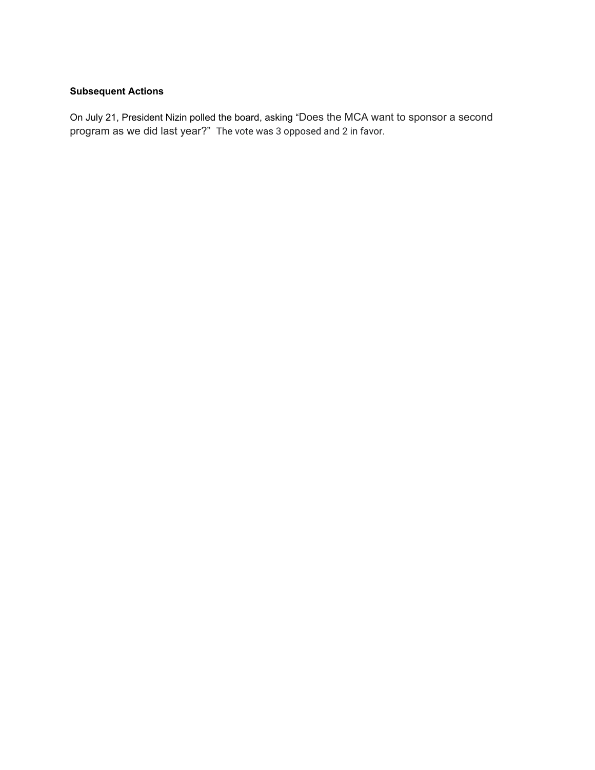**Subsequent Actions**

On July 21, President Nizin polled the board, asking "Does the MCA want to sponsor a second program as we did last year?" The vote was 3 opposed and 2 in favor.